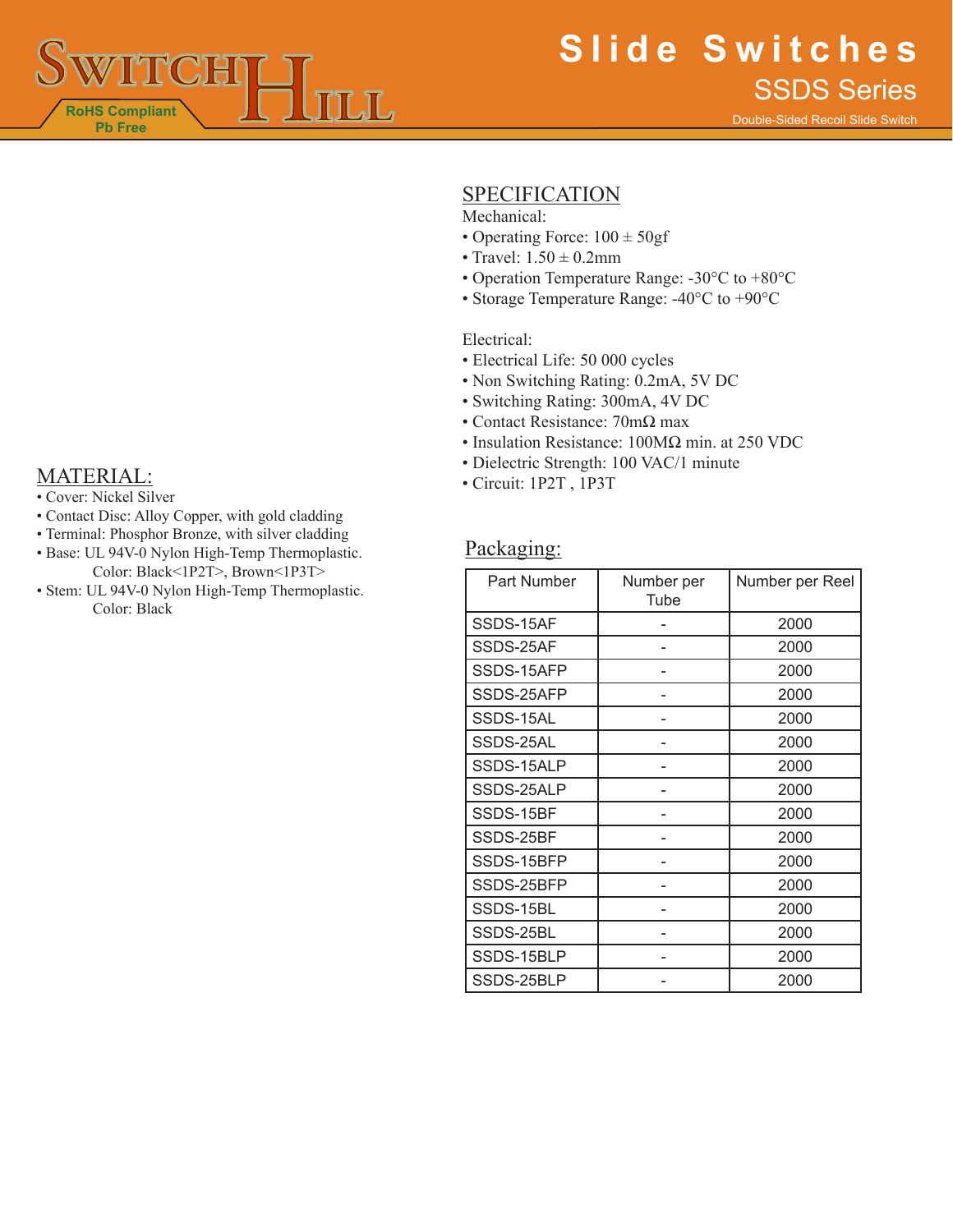# Slide Switches

## SSDS Series

Double-Sided Recoil Slide Switch

RoHS Compliant
Pb Free

## SPECIFICATION

Mechanical:

- Operating Force: 100 ± 50gf
- Travel: 1.50 ± 0.2mm
- Operation Temperature Range: -30°C to +80°C
- Storage Temperature Range: -40°C to +90°C

Electrical:

- Electrical Life: 50 000 cycles
- Non Switching Rating: 0.2mA, 5V DC
- Switching Rating: 300mA, 4V DC
- Contact Resistance: 70mΩ max
- Insulation Resistance: 100MΩ min. at 250 VDC
- Dielectric Strength: 100 VAC/1 minute
- Circuit: 1P2T , 1P3T

## MATERIAL:

- Cover: Nickel Silver
- Contact Disc: Alloy Copper, with gold cladding
- Terminal: Phosphor Bronze, with silver cladding
- Base: UL 94V-0 Nylon High-Temp Thermoplastic.
  Color: Black<1P2T>, Brown<1P3T>
- Stem: UL 94V-0 Nylon High-Temp Thermoplastic.
  Color: Black

## Packaging:

| Part Number | Number per Tube | Number per Reel |
|---|---|---|
| SSDS-15AF | - | 2000 |
| SSDS-25AF | - | 2000 |
| SSDS-15AFP | - | 2000 |
| SSDS-25AFP | - | 2000 |
| SSDS-15AL | - | 2000 |
| SSDS-25AL | - | 2000 |
| SSDS-15ALP | - | 2000 |
| SSDS-25ALP | - | 2000 |
| SSDS-15BF | - | 2000 |
| SSDS-25BF | - | 2000 |
| SSDS-15BFP | - | 2000 |
| SSDS-25BFP | - | 2000 |
| SSDS-15BL | - | 2000 |
| SSDS-25BL | - | 2000 |
| SSDS-15BLP | - | 2000 |
| SSDS-25BLP | - | 2000 |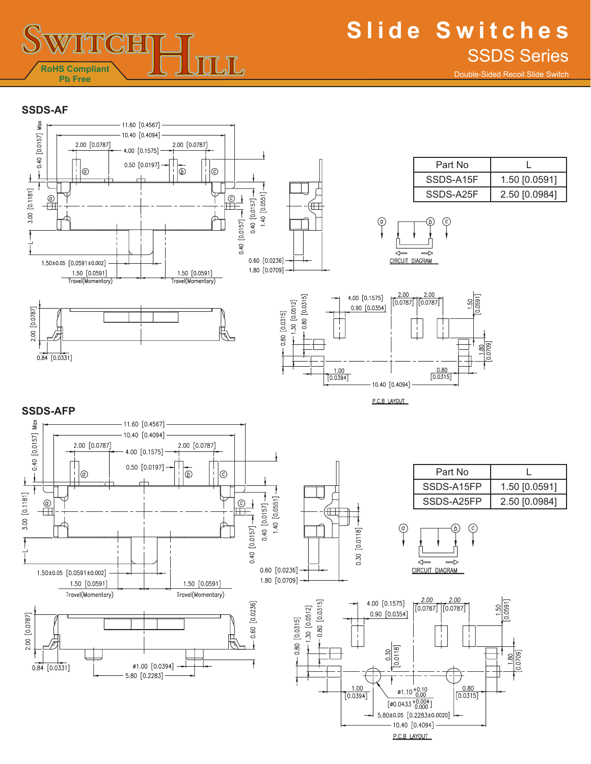# Slide Switches

## SSDS Series

Double-Sided Recoil Slide Switch

RoHS Compliant
Pb Free

## SSDS-AF

| Part No | L |
| --- | --- |
| SSDS-A15F | 1.50 [0.0591] |
| SSDS-A25F | 2.50 [0.0984] |

11.60 [0.4567]
10.40 [0.4094]
2.00 [0.0787]
4.00 [0.1575]
2.00 [0.0787]
0.50 [0.0197]
0.40 [0.0157] Max
3.00 [0.1181]
0.40 [0.0157]
1.40 [0.0551]
0.40 [0.0157]
1.50±0.05 [0.0591±0.002]
1.50 [0.0591]
Travel(Momentary)
1.50 [0.0591]
Travel(Momentary)
0.60 [0.0236]
1.80 [0.0709]
2.00 [0.0787]
0.84 [0.0331]

CIRCUIT DIAGRAM

4.00 [0.1575]
0.90 [0.0354]
2.00 [0.0787]
2.00 [0.0787]
1.50 [0.0591]
0.80 [0.0315]
1.30 [0.0512]
0.80 [0.0315]
1.80 [0.0709]
1.00 [0.0394]
0.80 [0.0315]
10.40 [0.4094]

P.C.B LAYOUT

## SSDS-AFP

| Part No | L |
| --- | --- |
| SSDS-A15FP | 1.50 [0.0591] |
| SSDS-A25FP | 2.50 [0.0984] |

11.60 [0.4567]
10.40 [0.4094]
2.00 [0.0787]
4.00 [0.1575]
2.00 [0.0787]
0.50 [0.0197]
0.40 [0.0157] Max
3.00 [0.1181]
0.40 [0.0157]
1.40 [0.0551]
0.40 [0.0157]
0.30 [0.0118]
1.50±0.05 [0.0591±0.002]
1.50 [0.0591]
Travel(Momentary)
1.50 [0.0591]
Travel(Momentary)
0.60 [0.0236]
1.80 [0.0709]
2.00 [0.0787]
0.84 [0.0331]
0.60 [0.0236]
ø1.00 [0.0394]
5.80 [0.2283]

CIRCUIT DIAGRAM

4.00 [0.1575]
0.90 [0.0354]
2.00 [0.0787]
2.00 [0.0787]
1.50 [0.0591]
0.80 [0.0315]
1.30 [0.0512]
0.80 [0.0315]
0.30 [0.0118]
1.80 [0.0709]
1.00 [0.0394]
ø1.10 $^{+0.10}_{0.00}$
[ø0.0433 $^{+0.004}_{0.000}$]
0.80 [0.0315]
5.80±0.05 [0.2283±0.0020]
10.40 [0.4094]

P.C.B LAYOUT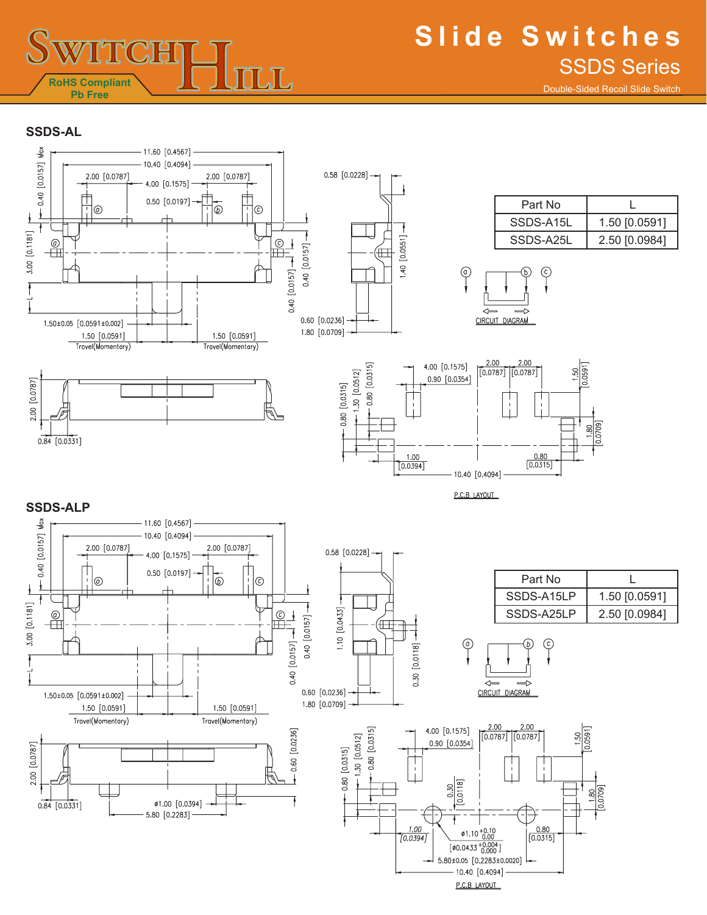# Slide Switches

## SSDS Series

Double-Sided Recoil Slide Switch

RoHS Compliant
Pb Free

### SSDS-AL

| Part No | L |
|---|---|
| SSDS-A15L | 1.50 [0.0591] |
| SSDS-A25L | 2.50 [0.0984] |

CIRCUIT DIAGRAM

P.C.B LAYOUT

### SSDS-ALP

| Part No | L |
|---|---|
| SSDS-A15LP | 1.50 [0.0591] |
| SSDS-A25LP | 2.50 [0.0984] |

CIRCUIT DIAGRAM

P.C.B LAYOUT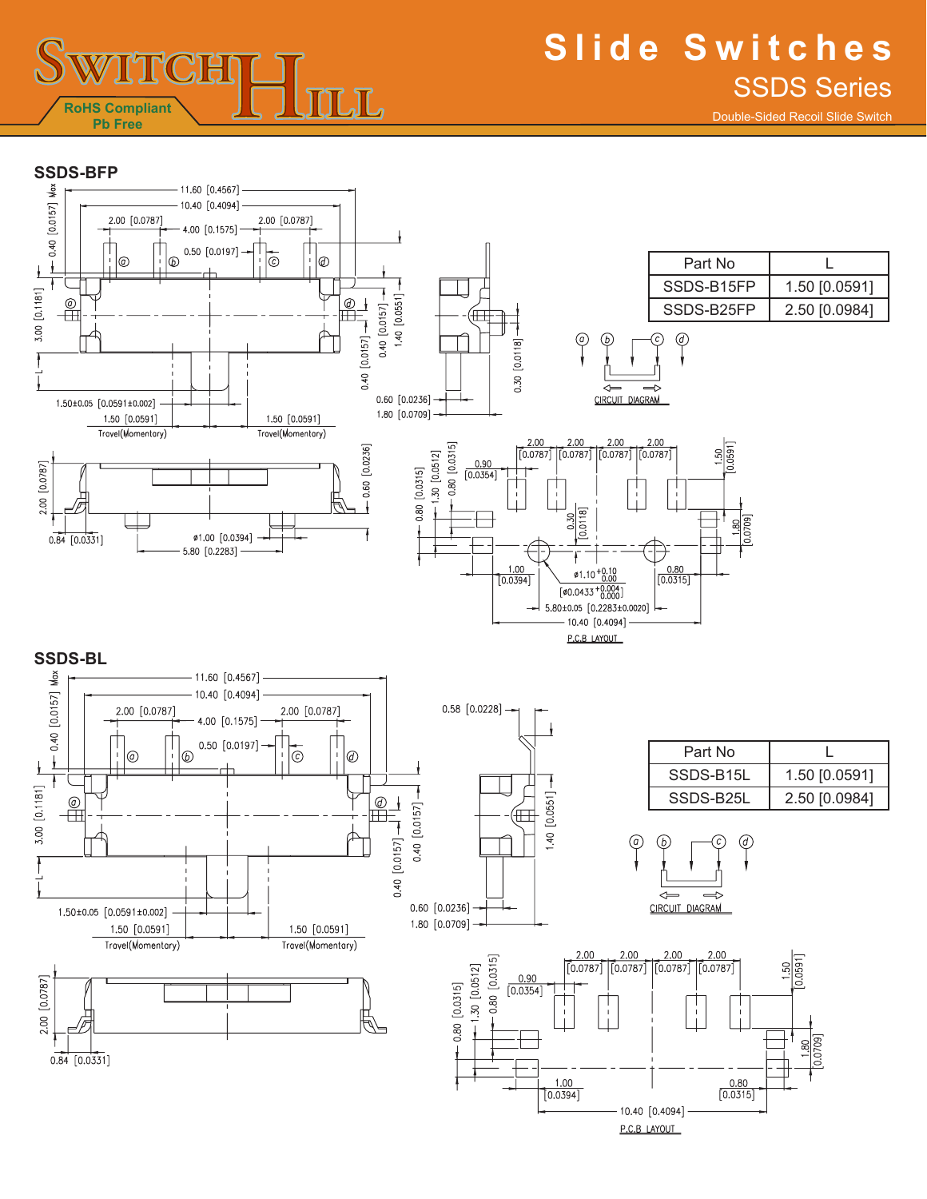# Slide Switches

## SSDS Series

Double-Sided Recoil Slide Switch

RoHS Compliant
Pb Free

### SSDS-BFP

| Part No | L |
|---|---|
| SSDS-B15FP | 1.50 [0.0591] |
| SSDS-B25FP | 2.50 [0.0984] |

CIRCUIT DIAGRAM

P.C.B LAYOUT

### SSDS-BL

| Part No | L |
|---|---|
| SSDS-B15L | 1.50 [0.0591] |
| SSDS-B25L | 2.50 [0.0984] |

CIRCUIT DIAGRAM

P.C.B LAYOUT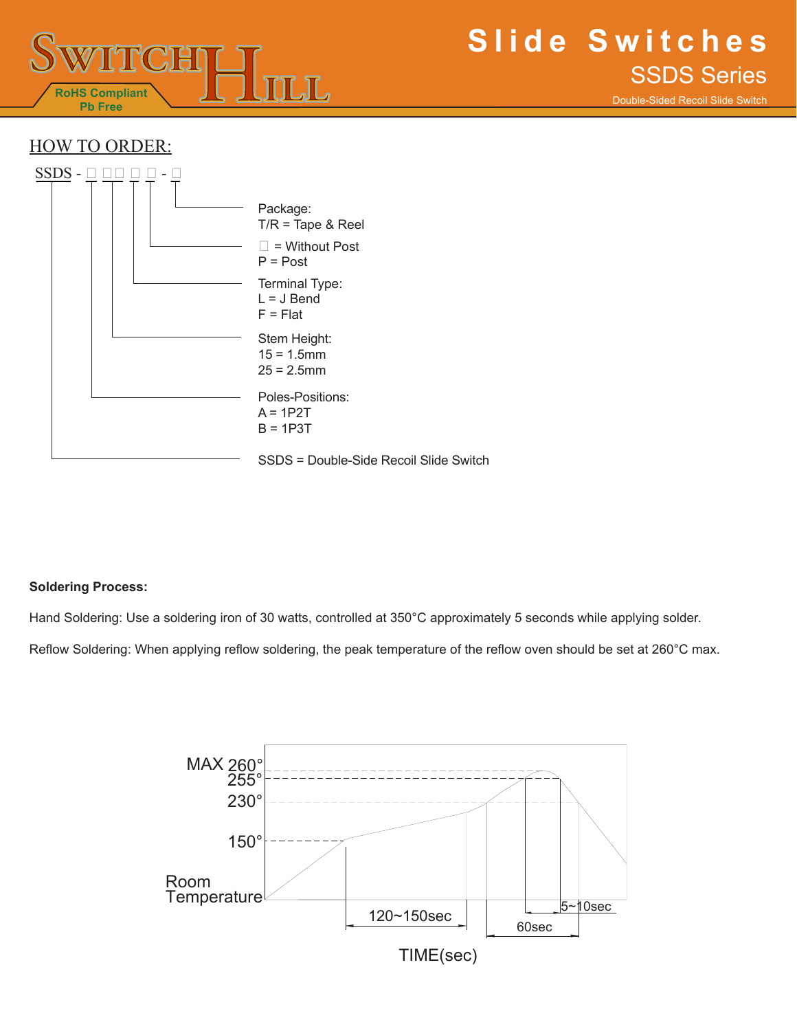# HOW TO ORDER:

SSDS - □ □□ □ □ - □

Package:
T/R = Tape & Reel

□ = Without Post
P = Post

Terminal Type:
L = J Bend
F = Flat

Stem Height:
15 = 1.5mm
25 = 2.5mm

Poles-Positions:
A = 1P2T
B = 1P3T

SSDS = Double-Side Recoil Slide Switch

**Soldering Process:**

Hand Soldering: Use a soldering iron of 30 watts, controlled at 350°C approximately 5 seconds while applying solder.

Reflow Soldering: When applying reflow soldering, the peak temperature of the reflow oven should be set at 260°C max.

MAX 260°
255°
230°
150°
Room Temperature
120~150sec
60sec
5~10sec
TIME(sec)